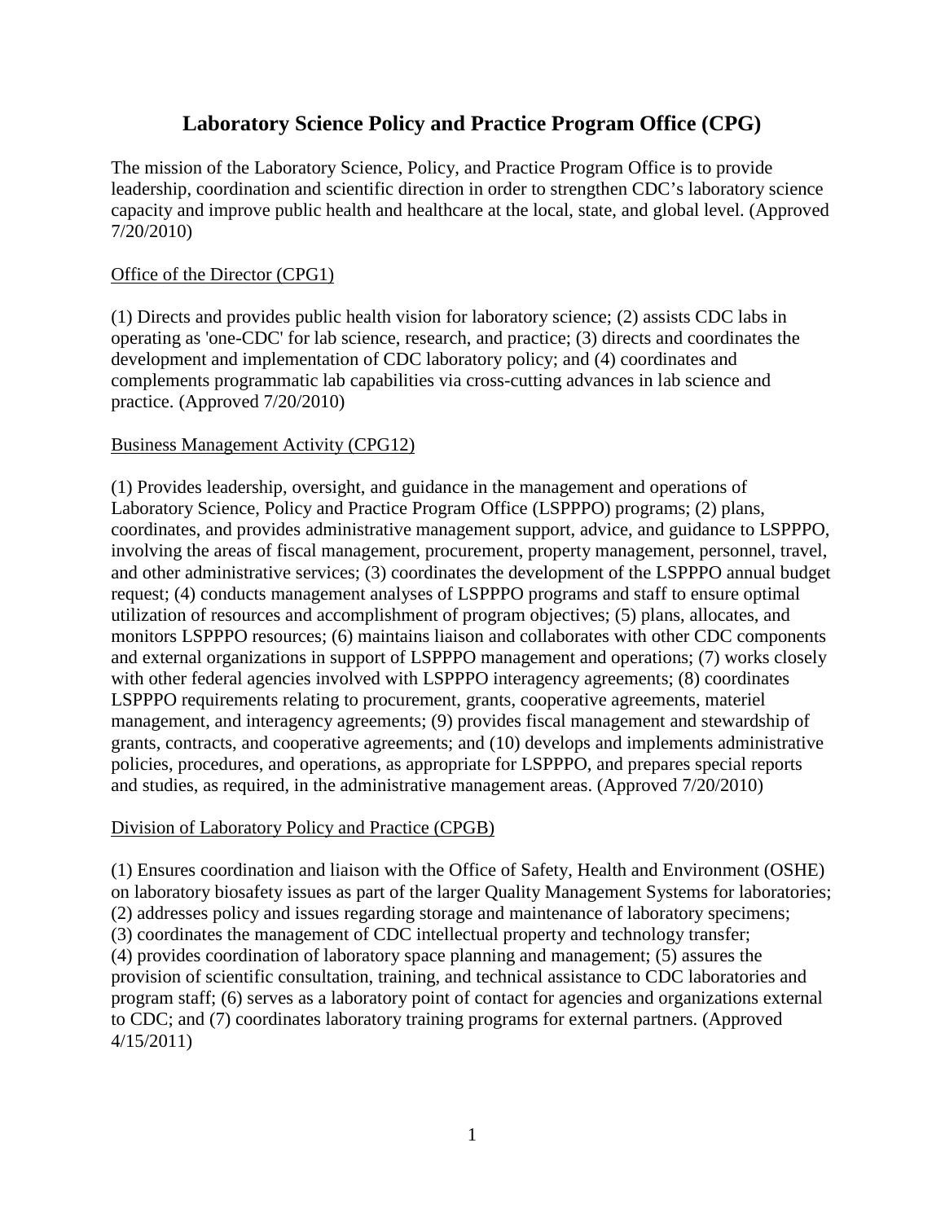# Laboratory Science Policy and Practice Program Office (CPG)

The mission of the Laboratory Science, Policy, and Practice Program Office is to provide leadership, coordination and scientific direction in order to strengthen CDC's laboratory science capacity and improve public health and healthcare at the local, state, and global level. (Approved 7/20/2010)

## Office of the Director (CPG1)

(1) Directs and provides public health vision for laboratory science; (2) assists CDC labs in operating as 'one-CDC' for lab science, research, and practice; (3) directs and coordinates the development and implementation of CDC laboratory policy; and (4) coordinates and complements programmatic lab capabilities via cross-cutting advances in lab science and practice. (Approved 7/20/2010)

## Business Management Activity (CPG12)

(1) Provides leadership, oversight, and guidance in the management and operations of Laboratory Science, Policy and Practice Program Office (LSPPPO) programs; (2) plans, coordinates, and provides administrative management support, advice, and guidance to LSPPPO, involving the areas of fiscal management, procurement, property management, personnel, travel, and other administrative services; (3) coordinates the development of the LSPPPO annual budget request; (4) conducts management analyses of LSPPPO programs and staff to ensure optimal utilization of resources and accomplishment of program objectives; (5) plans, allocates, and monitors LSPPPO resources; (6) maintains liaison and collaborates with other CDC components and external organizations in support of LSPPPO management and operations; (7) works closely with other federal agencies involved with LSPPPO interagency agreements; (8) coordinates LSPPPO requirements relating to procurement, grants, cooperative agreements, materiel management, and interagency agreements; (9) provides fiscal management and stewardship of grants, contracts, and cooperative agreements; and (10) develops and implements administrative policies, procedures, and operations, as appropriate for LSPPPO, and prepares special reports and studies, as required, in the administrative management areas. (Approved 7/20/2010)

## Division of Laboratory Policy and Practice (CPGB)

(1) Ensures coordination and liaison with the Office of Safety, Health and Environment (OSHE) on laboratory biosafety issues as part of the larger Quality Management Systems for laboratories; (2) addresses policy and issues regarding storage and maintenance of laboratory specimens; (3) coordinates the management of CDC intellectual property and technology transfer; (4) provides coordination of laboratory space planning and management; (5) assures the provision of scientific consultation, training, and technical assistance to CDC laboratories and program staff; (6) serves as a laboratory point of contact for agencies and organizations external to CDC; and (7) coordinates laboratory training programs for external partners. (Approved 4/15/2011)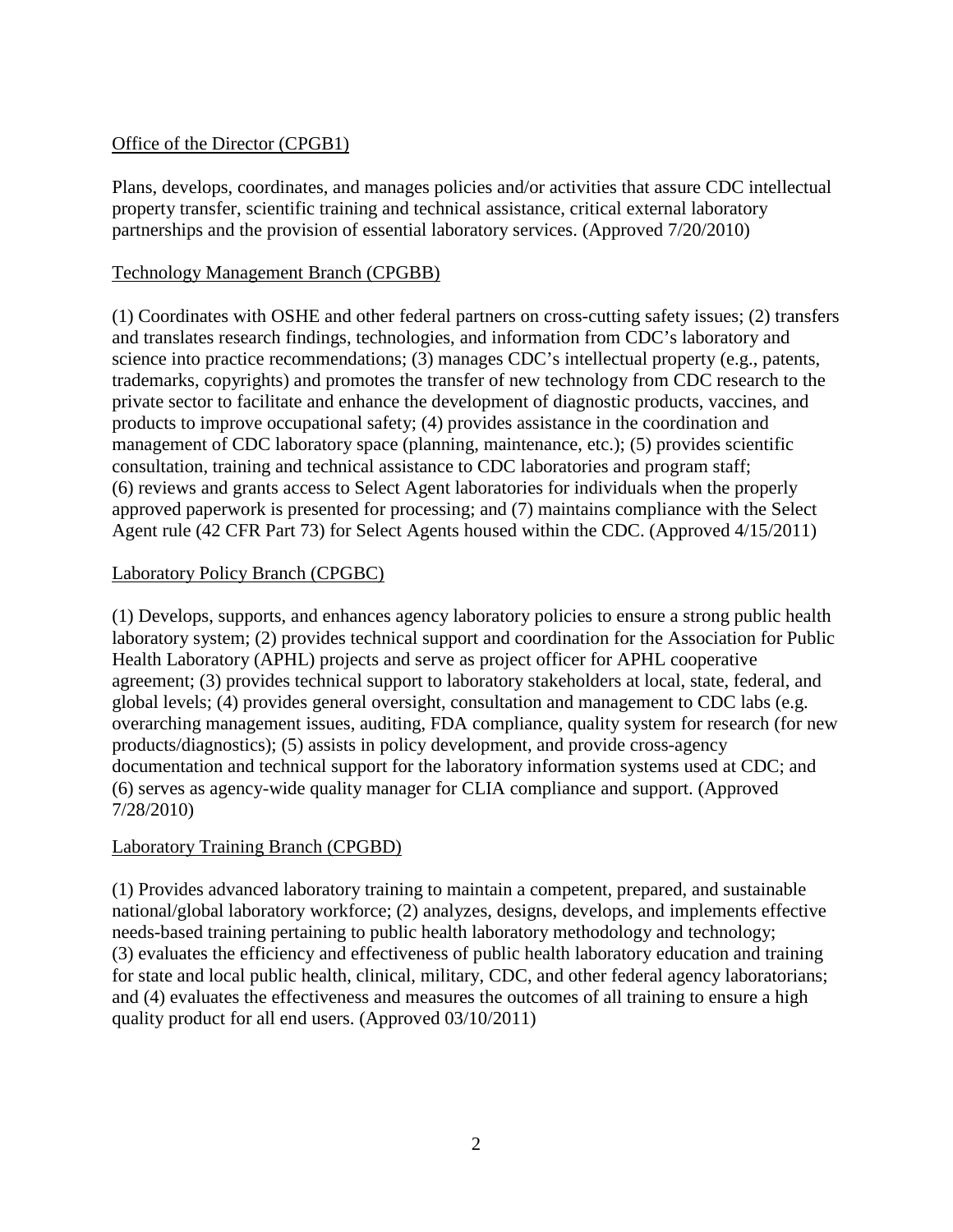Office of the Director (CPGB1)

Plans, develops, coordinates, and manages policies and/or activities that assure CDC intellectual property transfer, scientific training and technical assistance, critical external laboratory partnerships and the provision of essential laboratory services. (Approved 7/20/2010)

Technology Management Branch (CPGBB)

(1) Coordinates with OSHE and other federal partners on cross-cutting safety issues; (2) transfers and translates research findings, technologies, and information from CDC's laboratory and science into practice recommendations; (3) manages CDC's intellectual property (e.g., patents, trademarks, copyrights) and promotes the transfer of new technology from CDC research to the private sector to facilitate and enhance the development of diagnostic products, vaccines, and products to improve occupational safety; (4) provides assistance in the coordination and management of CDC laboratory space (planning, maintenance, etc.); (5) provides scientific consultation, training and technical assistance to CDC laboratories and program staff; (6) reviews and grants access to Select Agent laboratories for individuals when the properly approved paperwork is presented for processing; and (7) maintains compliance with the Select Agent rule (42 CFR Part 73) for Select Agents housed within the CDC. (Approved 4/15/2011)

Laboratory Policy Branch (CPGBC)

(1) Develops, supports, and enhances agency laboratory policies to ensure a strong public health laboratory system; (2) provides technical support and coordination for the Association for Public Health Laboratory (APHL) projects and serve as project officer for APHL cooperative agreement; (3) provides technical support to laboratory stakeholders at local, state, federal, and global levels; (4) provides general oversight, consultation and management to CDC labs (e.g. overarching management issues, auditing, FDA compliance, quality system for research (for new products/diagnostics); (5) assists in policy development, and provide cross-agency documentation and technical support for the laboratory information systems used at CDC; and (6) serves as agency-wide quality manager for CLIA compliance and support. (Approved 7/28/2010)

Laboratory Training Branch (CPGBD)

(1) Provides advanced laboratory training to maintain a competent, prepared, and sustainable national/global laboratory workforce; (2) analyzes, designs, develops, and implements effective needs-based training pertaining to public health laboratory methodology and technology; (3) evaluates the efficiency and effectiveness of public health laboratory education and training for state and local public health, clinical, military, CDC, and other federal agency laboratorians; and (4) evaluates the effectiveness and measures the outcomes of all training to ensure a high quality product for all end users. (Approved 03/10/2011)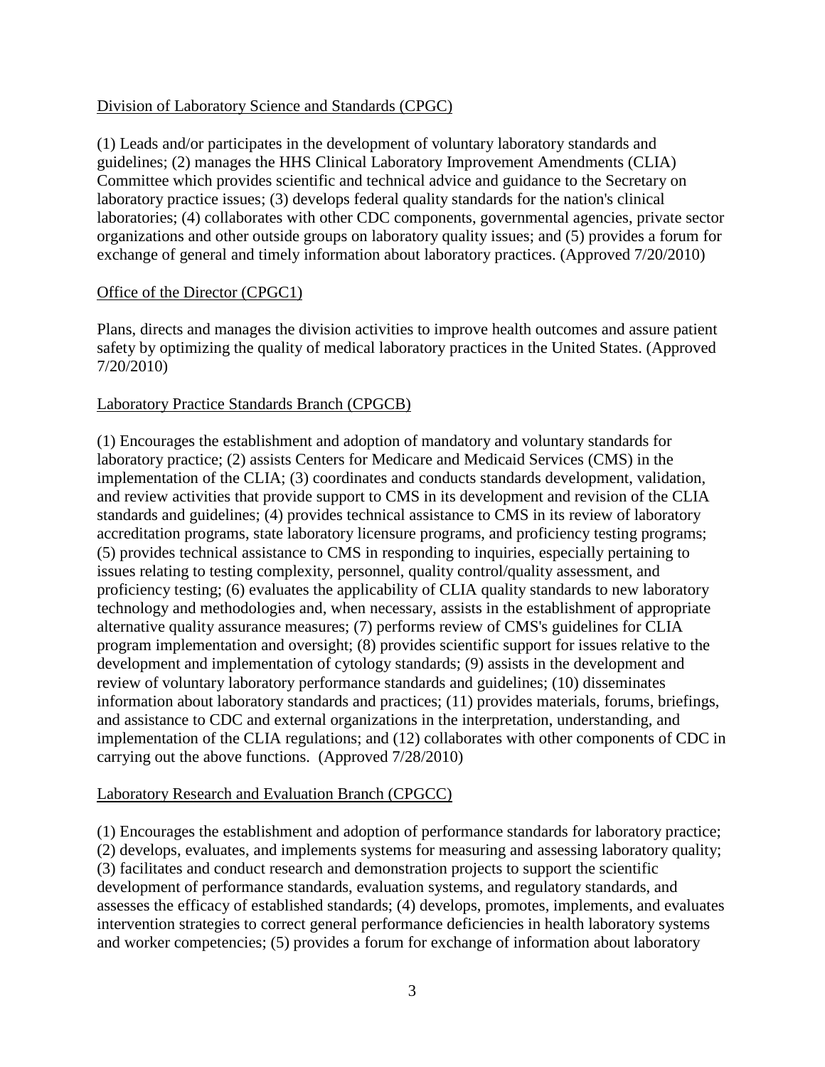Division of Laboratory Science and Standards (CPGC)

(1) Leads and/or participates in the development of voluntary laboratory standards and guidelines; (2) manages the HHS Clinical Laboratory Improvement Amendments (CLIA) Committee which provides scientific and technical advice and guidance to the Secretary on laboratory practice issues; (3) develops federal quality standards for the nation's clinical laboratories; (4) collaborates with other CDC components, governmental agencies, private sector organizations and other outside groups on laboratory quality issues; and (5) provides a forum for exchange of general and timely information about laboratory practices. (Approved 7/20/2010)

Office of the Director (CPGC1)

Plans, directs and manages the division activities to improve health outcomes and assure patient safety by optimizing the quality of medical laboratory practices in the United States. (Approved 7/20/2010)

Laboratory Practice Standards Branch (CPGCB)

(1) Encourages the establishment and adoption of mandatory and voluntary standards for laboratory practice; (2) assists Centers for Medicare and Medicaid Services (CMS) in the implementation of the CLIA; (3) coordinates and conducts standards development, validation, and review activities that provide support to CMS in its development and revision of the CLIA standards and guidelines; (4) provides technical assistance to CMS in its review of laboratory accreditation programs, state laboratory licensure programs, and proficiency testing programs; (5) provides technical assistance to CMS in responding to inquiries, especially pertaining to issues relating to testing complexity, personnel, quality control/quality assessment, and proficiency testing; (6) evaluates the applicability of CLIA quality standards to new laboratory technology and methodologies and, when necessary, assists in the establishment of appropriate alternative quality assurance measures; (7) performs review of CMS's guidelines for CLIA program implementation and oversight; (8) provides scientific support for issues relative to the development and implementation of cytology standards; (9) assists in the development and review of voluntary laboratory performance standards and guidelines; (10) disseminates information about laboratory standards and practices; (11) provides materials, forums, briefings, and assistance to CDC and external organizations in the interpretation, understanding, and implementation of the CLIA regulations; and (12) collaborates with other components of CDC in carrying out the above functions. (Approved 7/28/2010)

Laboratory Research and Evaluation Branch (CPGCC)

(1) Encourages the establishment and adoption of performance standards for laboratory practice; (2) develops, evaluates, and implements systems for measuring and assessing laboratory quality; (3) facilitates and conduct research and demonstration projects to support the scientific development of performance standards, evaluation systems, and regulatory standards, and assesses the efficacy of established standards; (4) develops, promotes, implements, and evaluates intervention strategies to correct general performance deficiencies in health laboratory systems and worker competencies; (5) provides a forum for exchange of information about laboratory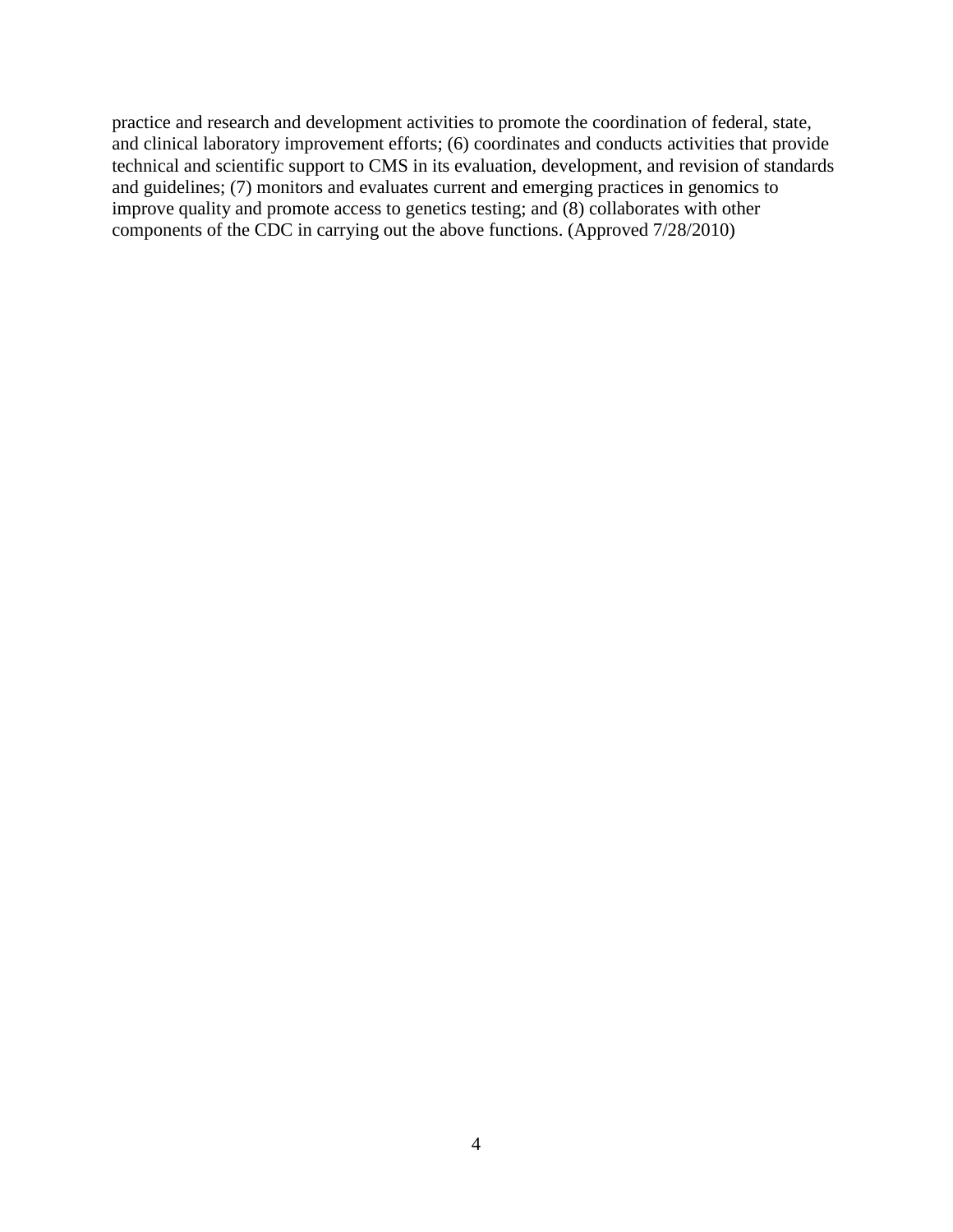practice and research and development activities to promote the coordination of federal, state, and clinical laboratory improvement efforts; (6) coordinates and conducts activities that provide technical and scientific support to CMS in its evaluation, development, and revision of standards and guidelines; (7) monitors and evaluates current and emerging practices in genomics to improve quality and promote access to genetics testing; and (8) collaborates with other components of the CDC in carrying out the above functions. (Approved 7/28/2010)